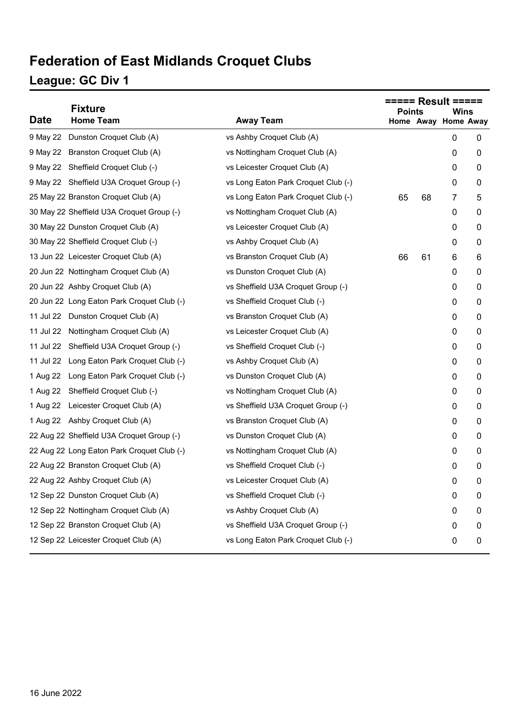# Federation of East Midlands Croquet Clubs

## League: GC Div 1

| Date | Fixture Home Team | Away Team | Result Points Home | Result Points Away | Result Wins Home | Result Wins Away |
|---|---|---|---|---|---|---|
| 9 May 22 | Dunston Croquet Club (A) | vs Ashby Croquet Club (A) | | | 0 | 0 |
| 9 May 22 | Branston Croquet Club (A) | vs Nottingham Croquet Club (A) | | | 0 | 0 |
| 9 May 22 | Sheffield Croquet Club (-) | vs Leicester Croquet Club (A) | | | 0 | 0 |
| 9 May 22 | Sheffield U3A Croquet Group (-) | vs Long Eaton Park Croquet Club (-) | | | 0 | 0 |
| 25 May 22 | Branston Croquet Club (A) | vs Long Eaton Park Croquet Club (-) | 65 | 68 | 7 | 5 |
| 30 May 22 | Sheffield U3A Croquet Group (-) | vs Nottingham Croquet Club (A) | | | 0 | 0 |
| 30 May 22 | Dunston Croquet Club (A) | vs Leicester Croquet Club (A) | | | 0 | 0 |
| 30 May 22 | Sheffield Croquet Club (-) | vs Ashby Croquet Club (A) | | | 0 | 0 |
| 13 Jun 22 | Leicester Croquet Club (A) | vs Branston Croquet Club (A) | 66 | 61 | 6 | 6 |
| 20 Jun 22 | Nottingham Croquet Club (A) | vs Dunston Croquet Club (A) | | | 0 | 0 |
| 20 Jun 22 | Ashby Croquet Club (A) | vs Sheffield U3A Croquet Group (-) | | | 0 | 0 |
| 20 Jun 22 | Long Eaton Park Croquet Club (-) | vs Sheffield Croquet Club (-) | | | 0 | 0 |
| 11 Jul 22 | Dunston Croquet Club (A) | vs Branston Croquet Club (A) | | | 0 | 0 |
| 11 Jul 22 | Nottingham Croquet Club (A) | vs Leicester Croquet Club (A) | | | 0 | 0 |
| 11 Jul 22 | Sheffield U3A Croquet Group (-) | vs Sheffield Croquet Club (-) | | | 0 | 0 |
| 11 Jul 22 | Long Eaton Park Croquet Club (-) | vs Ashby Croquet Club (A) | | | 0 | 0 |
| 1 Aug 22 | Long Eaton Park Croquet Club (-) | vs Dunston Croquet Club (A) | | | 0 | 0 |
| 1 Aug 22 | Sheffield Croquet Club (-) | vs Nottingham Croquet Club (A) | | | 0 | 0 |
| 1 Aug 22 | Leicester Croquet Club (A) | vs Sheffield U3A Croquet Group (-) | | | 0 | 0 |
| 1 Aug 22 | Ashby Croquet Club (A) | vs Branston Croquet Club (A) | | | 0 | 0 |
| 22 Aug 22 | Sheffield U3A Croquet Group (-) | vs Dunston Croquet Club (A) | | | 0 | 0 |
| 22 Aug 22 | Long Eaton Park Croquet Club (-) | vs Nottingham Croquet Club (A) | | | 0 | 0 |
| 22 Aug 22 | Branston Croquet Club (A) | vs Sheffield Croquet Club (-) | | | 0 | 0 |
| 22 Aug 22 | Ashby Croquet Club (A) | vs Leicester Croquet Club (A) | | | 0 | 0 |
| 12 Sep 22 | Dunston Croquet Club (A) | vs Sheffield Croquet Club (-) | | | 0 | 0 |
| 12 Sep 22 | Nottingham Croquet Club (A) | vs Ashby Croquet Club (A) | | | 0 | 0 |
| 12 Sep 22 | Branston Croquet Club (A) | vs Sheffield U3A Croquet Group (-) | | | 0 | 0 |
| 12 Sep 22 | Leicester Croquet Club (A) | vs Long Eaton Park Croquet Club (-) | | | 0 | 0 |

16 June 2022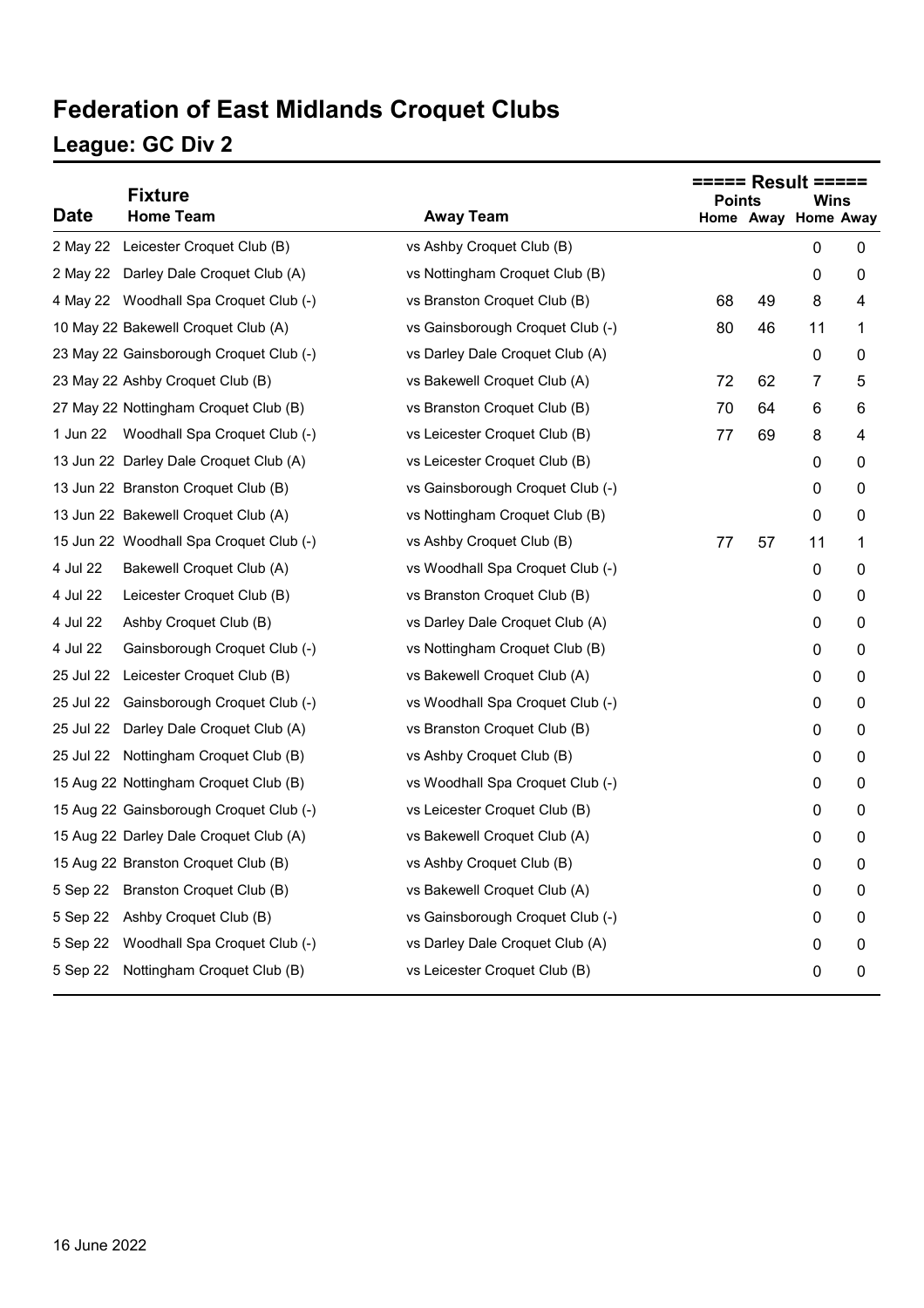# Federation of East Midlands Croquet Clubs

## League: GC Div 2

| Date | Fixture Home Team | Away Team | Result Points Home | Result Points Away | Result Wins Home | Result Wins Away |
|---|---|---|---|---|---|---|
| 2 May 22 | Leicester Croquet Club (B) | vs Ashby Croquet Club (B) | | | 0 | 0 |
| 2 May 22 | Darley Dale Croquet Club (A) | vs Nottingham Croquet Club (B) | | | 0 | 0 |
| 4 May 22 | Woodhall Spa Croquet Club (-) | vs Branston Croquet Club (B) | 68 | 49 | 8 | 4 |
| 10 May 22 | Bakewell Croquet Club (A) | vs Gainsborough Croquet Club (-) | 80 | 46 | 11 | 1 |
| 23 May 22 | Gainsborough Croquet Club (-) | vs Darley Dale Croquet Club (A) | | | 0 | 0 |
| 23 May 22 | Ashby Croquet Club (B) | vs Bakewell Croquet Club (A) | 72 | 62 | 7 | 5 |
| 27 May 22 | Nottingham Croquet Club (B) | vs Branston Croquet Club (B) | 70 | 64 | 6 | 6 |
| 1 Jun 22 | Woodhall Spa Croquet Club (-) | vs Leicester Croquet Club (B) | 77 | 69 | 8 | 4 |
| 13 Jun 22 | Darley Dale Croquet Club (A) | vs Leicester Croquet Club (B) | | | 0 | 0 |
| 13 Jun 22 | Branston Croquet Club (B) | vs Gainsborough Croquet Club (-) | | | 0 | 0 |
| 13 Jun 22 | Bakewell Croquet Club (A) | vs Nottingham Croquet Club (B) | | | 0 | 0 |
| 15 Jun 22 | Woodhall Spa Croquet Club (-) | vs Ashby Croquet Club (B) | 77 | 57 | 11 | 1 |
| 4 Jul 22 | Bakewell Croquet Club (A) | vs Woodhall Spa Croquet Club (-) | | | 0 | 0 |
| 4 Jul 22 | Leicester Croquet Club (B) | vs Branston Croquet Club (B) | | | 0 | 0 |
| 4 Jul 22 | Ashby Croquet Club (B) | vs Darley Dale Croquet Club (A) | | | 0 | 0 |
| 4 Jul 22 | Gainsborough Croquet Club (-) | vs Nottingham Croquet Club (B) | | | 0 | 0 |
| 25 Jul 22 | Leicester Croquet Club (B) | vs Bakewell Croquet Club (A) | | | 0 | 0 |
| 25 Jul 22 | Gainsborough Croquet Club (-) | vs Woodhall Spa Croquet Club (-) | | | 0 | 0 |
| 25 Jul 22 | Darley Dale Croquet Club (A) | vs Branston Croquet Club (B) | | | 0 | 0 |
| 25 Jul 22 | Nottingham Croquet Club (B) | vs Ashby Croquet Club (B) | | | 0 | 0 |
| 15 Aug 22 | Nottingham Croquet Club (B) | vs Woodhall Spa Croquet Club (-) | | | 0 | 0 |
| 15 Aug 22 | Gainsborough Croquet Club (-) | vs Leicester Croquet Club (B) | | | 0 | 0 |
| 15 Aug 22 | Darley Dale Croquet Club (A) | vs Bakewell Croquet Club (A) | | | 0 | 0 |
| 15 Aug 22 | Branston Croquet Club (B) | vs Ashby Croquet Club (B) | | | 0 | 0 |
| 5 Sep 22 | Branston Croquet Club (B) | vs Bakewell Croquet Club (A) | | | 0 | 0 |
| 5 Sep 22 | Ashby Croquet Club (B) | vs Gainsborough Croquet Club (-) | | | 0 | 0 |
| 5 Sep 22 | Woodhall Spa Croquet Club (-) | vs Darley Dale Croquet Club (A) | | | 0 | 0 |
| 5 Sep 22 | Nottingham Croquet Club (B) | vs Leicester Croquet Club (B) | | | 0 | 0 |

16 June 2022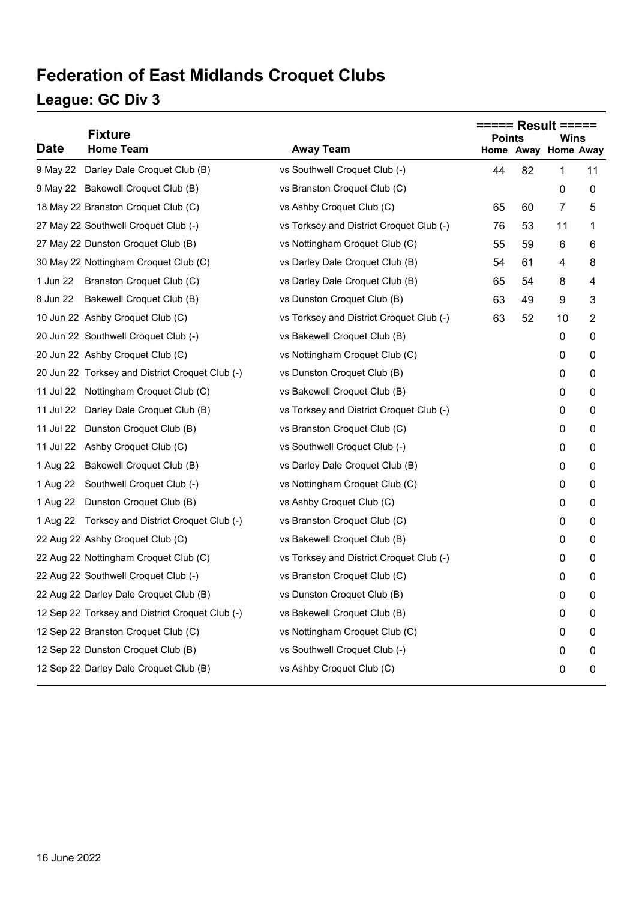# Federation of East Midlands Croquet Clubs

## League: GC Div 3

| Date | Fixture Home Team | Away Team | ===== Result ===== Points Home | Points Away | Wins Home | Wins Away |
|---|---|---|---|---|---|---|
| 9 May 22 | Darley Dale Croquet Club (B) | vs Southwell Croquet Club (-) | 44 | 82 | 1 | 11 |
| 9 May 22 | Bakewell Croquet Club (B) | vs Branston Croquet Club (C) | | | 0 | 0 |
| 18 May 22 | Branston Croquet Club (C) | vs Ashby Croquet Club (C) | 65 | 60 | 7 | 5 |
| 27 May 22 | Southwell Croquet Club (-) | vs Torksey and District Croquet Club (-) | 76 | 53 | 11 | 1 |
| 27 May 22 | Dunston Croquet Club (B) | vs Nottingham Croquet Club (C) | 55 | 59 | 6 | 6 |
| 30 May 22 | Nottingham Croquet Club (C) | vs Darley Dale Croquet Club (B) | 54 | 61 | 4 | 8 |
| 1 Jun 22 | Branston Croquet Club (C) | vs Darley Dale Croquet Club (B) | 65 | 54 | 8 | 4 |
| 8 Jun 22 | Bakewell Croquet Club (B) | vs Dunston Croquet Club (B) | 63 | 49 | 9 | 3 |
| 10 Jun 22 | Ashby Croquet Club (C) | vs Torksey and District Croquet Club (-) | 63 | 52 | 10 | 2 |
| 20 Jun 22 | Southwell Croquet Club (-) | vs Bakewell Croquet Club (B) | | | 0 | 0 |
| 20 Jun 22 | Ashby Croquet Club (C) | vs Nottingham Croquet Club (C) | | | 0 | 0 |
| 20 Jun 22 | Torksey and District Croquet Club (-) | vs Dunston Croquet Club (B) | | | 0 | 0 |
| 11 Jul 22 | Nottingham Croquet Club (C) | vs Bakewell Croquet Club (B) | | | 0 | 0 |
| 11 Jul 22 | Darley Dale Croquet Club (B) | vs Torksey and District Croquet Club (-) | | | 0 | 0 |
| 11 Jul 22 | Dunston Croquet Club (B) | vs Branston Croquet Club (C) | | | 0 | 0 |
| 11 Jul 22 | Ashby Croquet Club (C) | vs Southwell Croquet Club (-) | | | 0 | 0 |
| 1 Aug 22 | Bakewell Croquet Club (B) | vs Darley Dale Croquet Club (B) | | | 0 | 0 |
| 1 Aug 22 | Southwell Croquet Club (-) | vs Nottingham Croquet Club (C) | | | 0 | 0 |
| 1 Aug 22 | Dunston Croquet Club (B) | vs Ashby Croquet Club (C) | | | 0 | 0 |
| 1 Aug 22 | Torksey and District Croquet Club (-) | vs Branston Croquet Club (C) | | | 0 | 0 |
| 22 Aug 22 | Ashby Croquet Club (C) | vs Bakewell Croquet Club (B) | | | 0 | 0 |
| 22 Aug 22 | Nottingham Croquet Club (C) | vs Torksey and District Croquet Club (-) | | | 0 | 0 |
| 22 Aug 22 | Southwell Croquet Club (-) | vs Branston Croquet Club (C) | | | 0 | 0 |
| 22 Aug 22 | Darley Dale Croquet Club (B) | vs Dunston Croquet Club (B) | | | 0 | 0 |
| 12 Sep 22 | Torksey and District Croquet Club (-) | vs Bakewell Croquet Club (B) | | | 0 | 0 |
| 12 Sep 22 | Branston Croquet Club (C) | vs Nottingham Croquet Club (C) | | | 0 | 0 |
| 12 Sep 22 | Dunston Croquet Club (B) | vs Southwell Croquet Club (-) | | | 0 | 0 |
| 12 Sep 22 | Darley Dale Croquet Club (B) | vs Ashby Croquet Club (C) | | | 0 | 0 |

16 June 2022